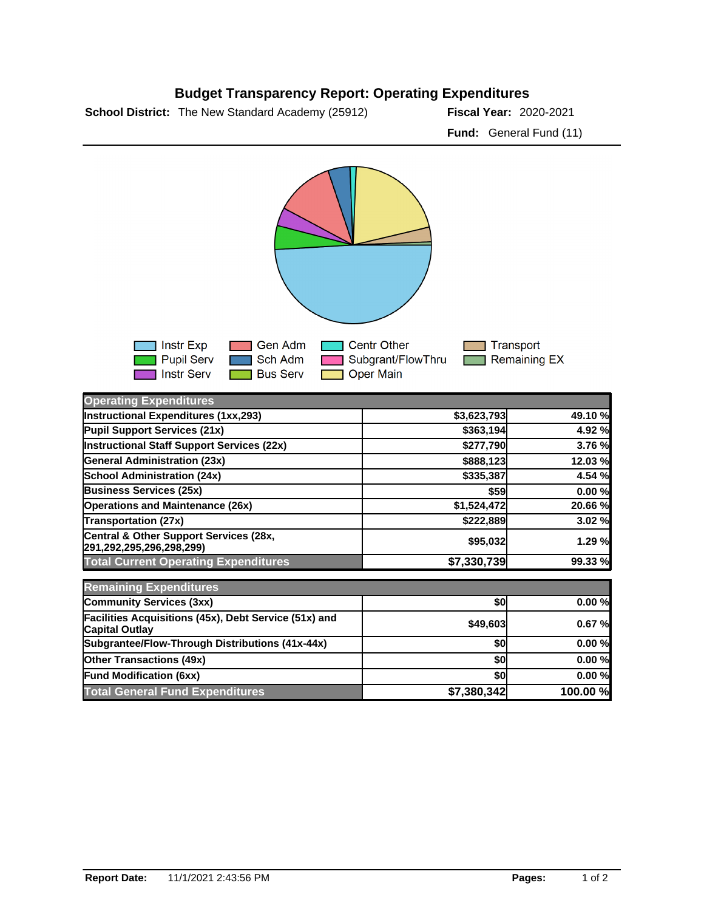# Budget Transparency Report: Operating Expenditures

**School District:** The New Standard Academy (25912)

**Fiscal Year:** 2020-2021

**Fund:** General Fund (11)

Instr Exp, Pupil Serv, Instr Serv, Gen Adm, Sch Adm, Bus Serv, Centr Other, Subgrant/FlowThru, Oper Main, Transport, Remaining EX

| Operating Expenditures | | |
|---|---|---|
| Instructional Expenditures (1xx,293) | $3,623,793 | 49.10 % |
| Pupil Support Services (21x) | $363,194 | 4.92 % |
| Instructional Staff Support Services (22x) | $277,790 | 3.76 % |
| General Administration (23x) | $888,123 | 12.03 % |
| School Administration (24x) | $335,387 | 4.54 % |
| Business Services (25x) | $59 | 0.00 % |
| Operations and Maintenance (26x) | $1,524,472 | 20.66 % |
| Transportation (27x) | $222,889 | 3.02 % |
| Central & Other Support Services (28x, 291,292,295,296,298,299) | $95,032 | 1.29 % |
| **Total Current Operating Expenditures** | **$7,330,739** | **99.33 %** |

| Remaining Expenditures | | |
|---|---|---|
| Community Services (3xx) | $0 | 0.00 % |
| Facilities Acquisitions (45x), Debt Service (51x) and Capital Outlay | $49,603 | 0.67 % |
| Subgrantee/Flow-Through Distributions (41x-44x) | $0 | 0.00 % |
| Other Transactions (49x) | $0 | 0.00 % |
| Fund Modification (6xx) | $0 | 0.00 % |
| **Total General Fund Expenditures** | **$7,380,342** | **100.00 %** |

**Report Date:** 11/1/2021 2:43:56 PM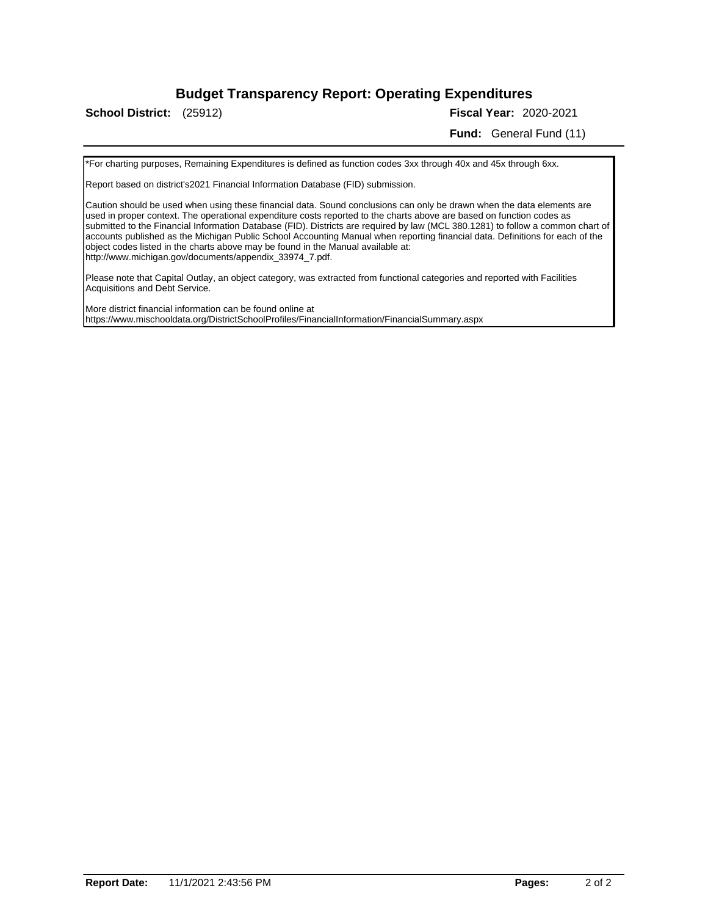# Budget Transparency Report: Operating Expenditures

**School District:** (25912)

**Fiscal Year:** 2020-2021

**Fund:** General Fund (11)

*For charting purposes, Remaining Expenditures is defined as function codes 3xx through 40x and 45x through 6xx.

Report based on district's2021 Financial Information Database (FID) submission.

Caution should be used when using these financial data. Sound conclusions can only be drawn when the data elements are used in proper context. The operational expenditure costs reported to the charts above are based on function codes as submitted to the Financial Information Database (FID). Districts are required by law (MCL 380.1281) to follow a common chart of accounts published as the Michigan Public School Accounting Manual when reporting financial data. Definitions for each of the object codes listed in the charts above may be found in the Manual available at: http://www.michigan.gov/documents/appendix_33974_7.pdf.

Please note that Capital Outlay, an object category, was extracted from functional categories and reported with Facilities Acquisitions and Debt Service.

More district financial information can be found online at https://www.mischooldata.org/DistrictSchoolProfiles/FinancialInformation/FinancialSummary.aspx

**Report Date:** 11/1/2021 2:43:56 PM